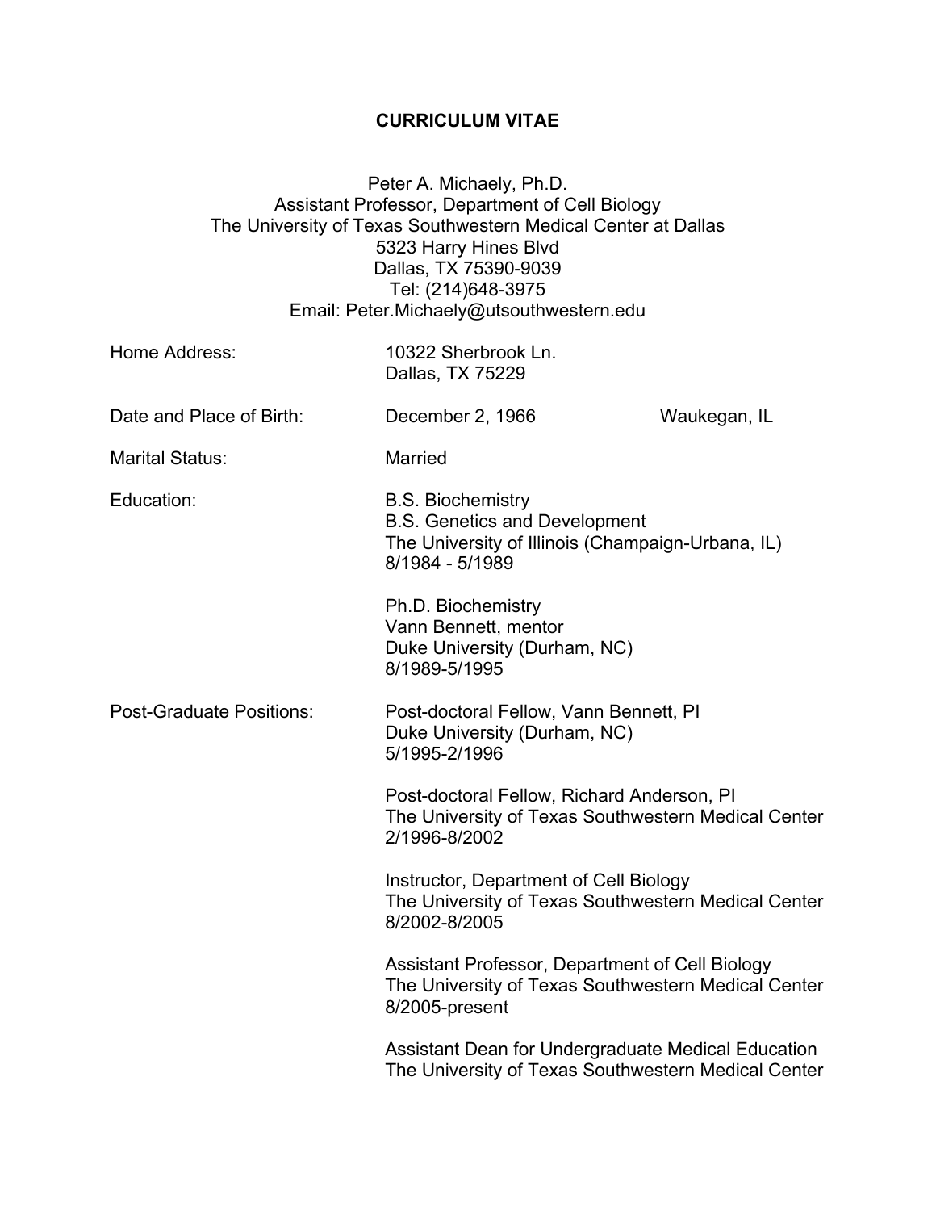# CURRICULUM VITAE

Peter A. Michaely, Ph.D.
Assistant Professor, Department of Cell Biology
The University of Texas Southwestern Medical Center at Dallas
5323 Harry Hines Blvd
Dallas, TX 75390-9039
Tel: (214)648-3975
Email: Peter.Michaely@utsouthwestern.edu

**Home Address:**
10322 Sherbrook Ln.
Dallas, TX 75229

**Date and Place of Birth:** December 2, 1966 — Waukegan, IL

**Marital Status:** Married

**Education:**

B.S. Biochemistry
B.S. Genetics and Development
The University of Illinois (Champaign-Urbana, IL)
8/1984 - 5/1989

Ph.D. Biochemistry
Vann Bennett, mentor
Duke University (Durham, NC)
8/1989-5/1995

**Post-Graduate Positions:**

Post-doctoral Fellow, Vann Bennett, PI
Duke University (Durham, NC)
5/1995-2/1996

Post-doctoral Fellow, Richard Anderson, PI
The University of Texas Southwestern Medical Center
2/1996-8/2002

Instructor, Department of Cell Biology
The University of Texas Southwestern Medical Center
8/2002-8/2005

Assistant Professor, Department of Cell Biology
The University of Texas Southwestern Medical Center
8/2005-present

Assistant Dean for Undergraduate Medical Education
The University of Texas Southwestern Medical Center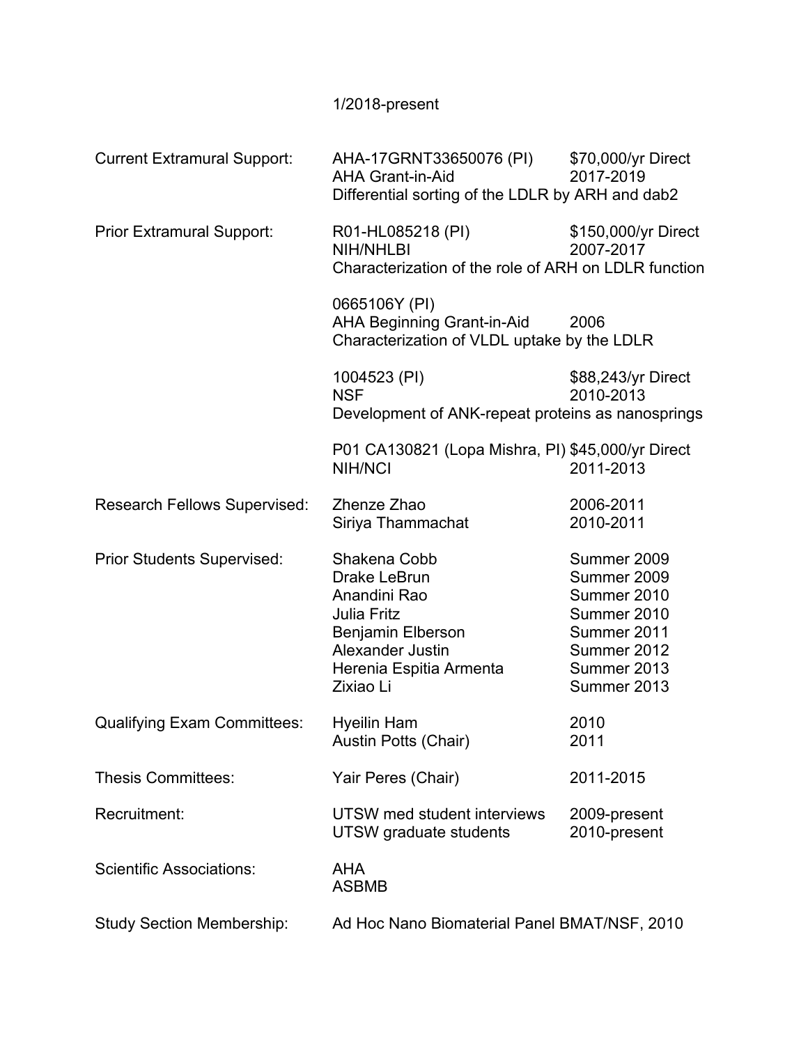1/2018-present

| | | |
|---|---|---|
| Current Extramural Support: | AHA-17GRNT33650076 (PI)<br>AHA Grant-in-Aid<br>Differential sorting of the LDLR by ARH and dab2 | $70,000/yr Direct<br>2017-2019 |
| Prior Extramural Support: | R01-HL085218 (PI)<br>NIH/NHLBI<br>Characterization of the role of ARH on LDLR function | $150,000/yr Direct<br>2007-2017 |
| | 0665106Y (PI)<br>AHA Beginning Grant-in-Aid<br>Characterization of VLDL uptake by the LDLR | <br>2006 |
| | 1004523 (PI)<br>NSF<br>Development of ANK-repeat proteins as nanosprings | $88,243/yr Direct<br>2010-2013 |
| | P01 CA130821 (Lopa Mishra, PI)<br>NIH/NCI | $45,000/yr Direct<br>2011-2013 |
| Research Fellows Supervised: | Zhenze Zhao<br>Siriya Thammachat | 2006-2011<br>2010-2011 |
| Prior Students Supervised: | Shakena Cobb<br>Drake LeBrun<br>Anandini Rao<br>Julia Fritz<br>Benjamin Elberson<br>Alexander Justin<br>Herenia Espitia Armenta<br>Zixiao Li | Summer 2009<br>Summer 2009<br>Summer 2010<br>Summer 2010<br>Summer 2011<br>Summer 2012<br>Summer 2013<br>Summer 2013 |
| Qualifying Exam Committees: | Hyeilin Ham<br>Austin Potts (Chair) | 2010<br>2011 |
| Thesis Committees: | Yair Peres (Chair) | 2011-2015 |
| Recruitment: | UTSW med student interviews<br>UTSW graduate students | 2009-present<br>2010-present |
| Scientific Associations: | AHA<br>ASBMB | |
| Study Section Membership: | Ad Hoc Nano Biomaterial Panel BMAT/NSF, 2010 | |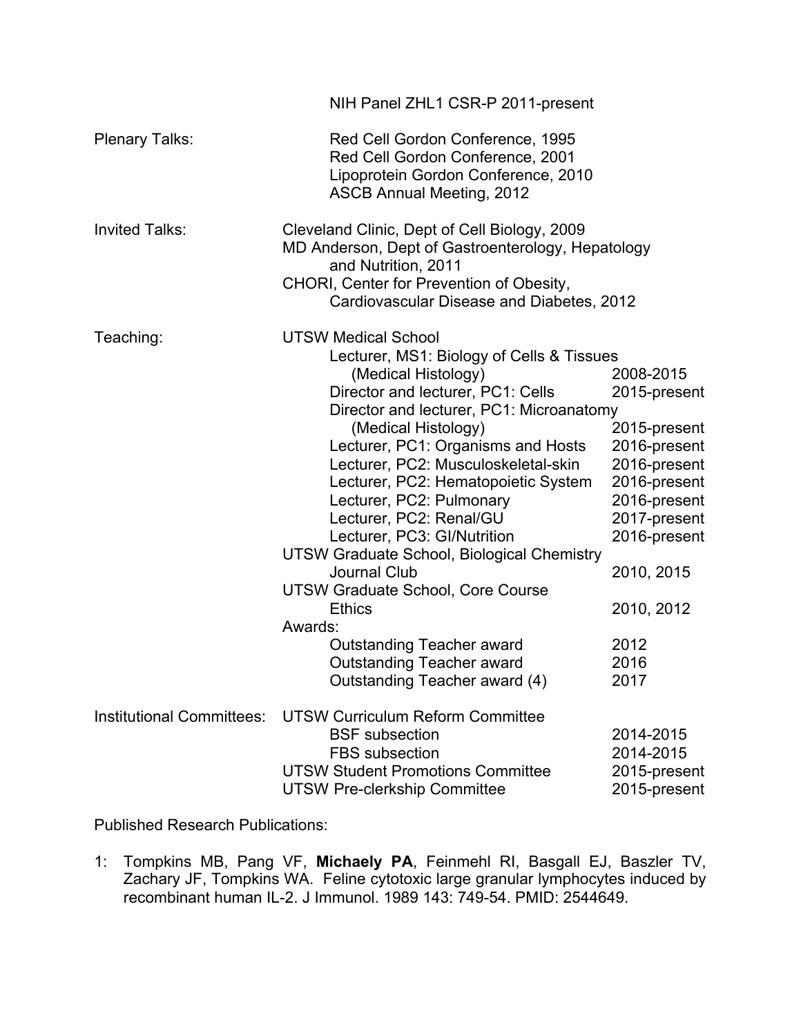NIH Panel ZHL1 CSR-P 2011-present

**Plenary Talks:**

- Red Cell Gordon Conference, 1995
- Red Cell Gordon Conference, 2001
- Lipoprotein Gordon Conference, 2010
- ASCB Annual Meeting, 2012

**Invited Talks:**

- Cleveland Clinic, Dept of Cell Biology, 2009
- MD Anderson, Dept of Gastroenterology, Hepatology and Nutrition, 2011
- CHORI, Center for Prevention of Obesity, Cardiovascular Disease and Diabetes, 2012

**Teaching:**

UTSW Medical School

| | |
|---|---|
| Lecturer, MS1: Biology of Cells & Tissues (Medical Histology) | 2008-2015 |
| Director and lecturer, PC1: Cells | 2015-present |
| Director and lecturer, PC1: Microanatomy (Medical Histology) | 2015-present |
| Lecturer, PC1: Organisms and Hosts | 2016-present |
| Lecturer, PC2: Musculoskeletal-skin | 2016-present |
| Lecturer, PC2: Hematopoietic System | 2016-present |
| Lecturer, PC2: Pulmonary | 2016-present |
| Lecturer, PC2: Renal/GU | 2017-present |
| Lecturer, PC3: GI/Nutrition | 2016-present |

UTSW Graduate School, Biological Chemistry

| | |
|---|---|
| Journal Club | 2010, 2015 |

UTSW Graduate School, Core Course

| | |
|---|---|
| Ethics | 2010, 2012 |

Awards:

| | |
|---|---|
| Outstanding Teacher award | 2012 |
| Outstanding Teacher award | 2016 |
| Outstanding Teacher award (4) | 2017 |

**Institutional Committees:**

UTSW Curriculum Reform Committee

| | |
|---|---|
| BSF subsection | 2014-2015 |
| FBS subsection | 2014-2015 |
| UTSW Student Promotions Committee | 2015-present |
| UTSW Pre-clerkship Committee | 2015-present |

Published Research Publications:

1: Tompkins MB, Pang VF, **Michaely PA**, Feinmehl RI, Basgall EJ, Baszler TV, Zachary JF, Tompkins WA. Feline cytotoxic large granular lymphocytes induced by recombinant human IL-2. J Immunol. 1989 143: 749-54. PMID: 2544649.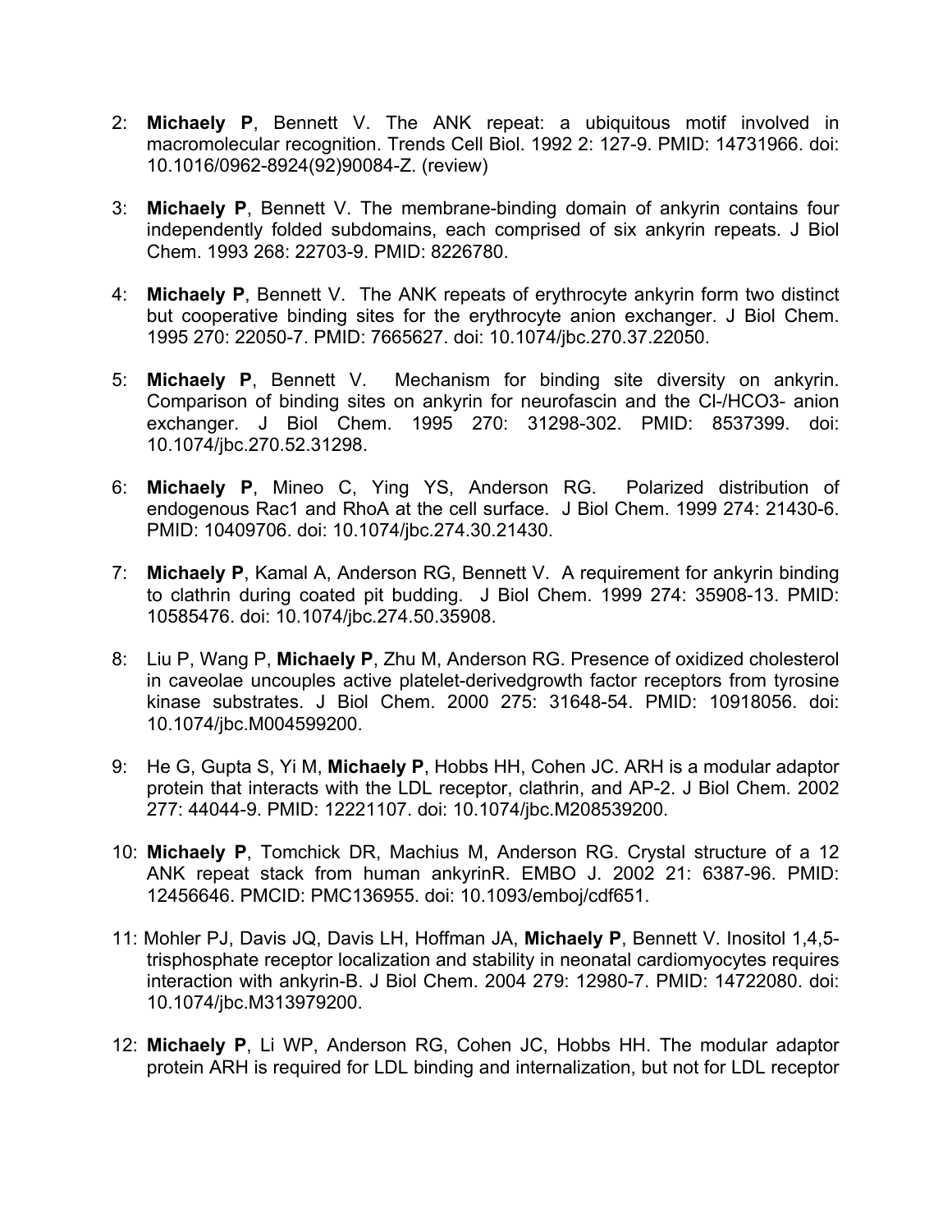2: **Michaely P**, Bennett V. The ANK repeat: a ubiquitous motif involved in macromolecular recognition. Trends Cell Biol. 1992 2: 127-9. PMID: 14731966. doi: 10.1016/0962-8924(92)90084-Z. (review)

3: **Michaely P**, Bennett V. The membrane-binding domain of ankyrin contains four independently folded subdomains, each comprised of six ankyrin repeats. J Biol Chem. 1993 268: 22703-9. PMID: 8226780.

4: **Michaely P**, Bennett V. The ANK repeats of erythrocyte ankyrin form two distinct but cooperative binding sites for the erythrocyte anion exchanger. J Biol Chem. 1995 270: 22050-7. PMID: 7665627. doi: 10.1074/jbc.270.37.22050.

5: **Michaely P**, Bennett V. Mechanism for binding site diversity on ankyrin. Comparison of binding sites on ankyrin for neurofascin and the Cl-/HCO3- anion exchanger. J Biol Chem. 1995 270: 31298-302. PMID: 8537399. doi: 10.1074/jbc.270.52.31298.

6: **Michaely P**, Mineo C, Ying YS, Anderson RG. Polarized distribution of endogenous Rac1 and RhoA at the cell surface. J Biol Chem. 1999 274: 21430-6. PMID: 10409706. doi: 10.1074/jbc.274.30.21430.

7: **Michaely P**, Kamal A, Anderson RG, Bennett V. A requirement for ankyrin binding to clathrin during coated pit budding. J Biol Chem. 1999 274: 35908-13. PMID: 10585476. doi: 10.1074/jbc.274.50.35908.

8: Liu P, Wang P, **Michaely P**, Zhu M, Anderson RG. Presence of oxidized cholesterol in caveolae uncouples active platelet-derivedgrowth factor receptors from tyrosine kinase substrates. J Biol Chem. 2000 275: 31648-54. PMID: 10918056. doi: 10.1074/jbc.M004599200.

9: He G, Gupta S, Yi M, **Michaely P**, Hobbs HH, Cohen JC. ARH is a modular adaptor protein that interacts with the LDL receptor, clathrin, and AP-2. J Biol Chem. 2002 277: 44044-9. PMID: 12221107. doi: 10.1074/jbc.M208539200.

10: **Michaely P**, Tomchick DR, Machius M, Anderson RG. Crystal structure of a 12 ANK repeat stack from human ankyrinR. EMBO J. 2002 21: 6387-96. PMID: 12456646. PMCID: PMC136955. doi: 10.1093/emboj/cdf651.

11: Mohler PJ, Davis JQ, Davis LH, Hoffman JA, **Michaely P**, Bennett V. Inositol 1,4,5-trisphosphate receptor localization and stability in neonatal cardiomyocytes requires interaction with ankyrin-B. J Biol Chem. 2004 279: 12980-7. PMID: 14722080. doi: 10.1074/jbc.M313979200.

12: **Michaely P**, Li WP, Anderson RG, Cohen JC, Hobbs HH. The modular adaptor protein ARH is required for LDL binding and internalization, but not for LDL receptor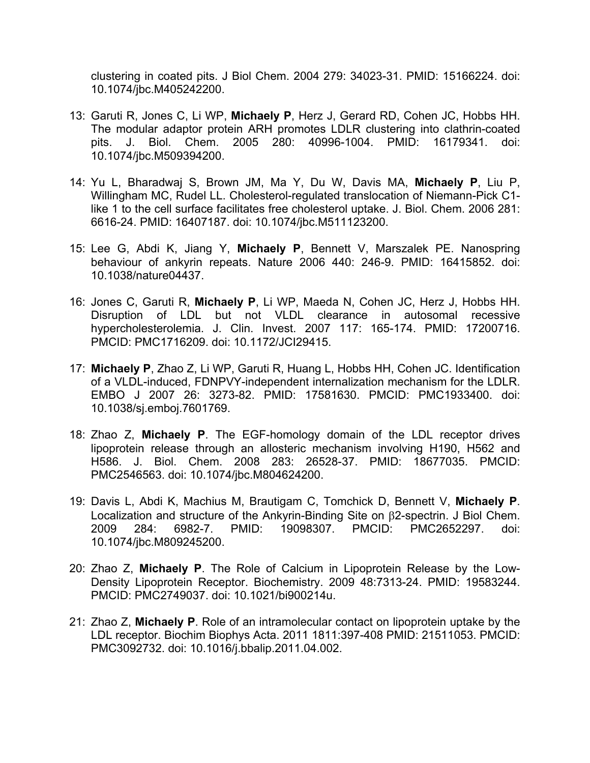clustering in coated pits. J Biol Chem. 2004 279: 34023-31. PMID: 15166224. doi: 10.1074/jbc.M405242200.

13: Garuti R, Jones C, Li WP, **Michaely P**, Herz J, Gerard RD, Cohen JC, Hobbs HH. The modular adaptor protein ARH promotes LDLR clustering into clathrin-coated pits. J. Biol. Chem. 2005 280: 40996-1004. PMID: 16179341. doi: 10.1074/jbc.M509394200.

14: Yu L, Bharadwaj S, Brown JM, Ma Y, Du W, Davis MA, **Michaely P**, Liu P, Willingham MC, Rudel LL. Cholesterol-regulated translocation of Niemann-Pick C1-like 1 to the cell surface facilitates free cholesterol uptake. J. Biol. Chem. 2006 281: 6616-24. PMID: 16407187. doi: 10.1074/jbc.M511123200.

15: Lee G, Abdi K, Jiang Y, **Michaely P**, Bennett V, Marszalek PE. Nanospring behaviour of ankyrin repeats. Nature 2006 440: 246-9. PMID: 16415852. doi: 10.1038/nature04437.

16: Jones C, Garuti R, **Michaely P**, Li WP, Maeda N, Cohen JC, Herz J, Hobbs HH. Disruption of LDL but not VLDL clearance in autosomal recessive hypercholesterolemia. J. Clin. Invest. 2007 117: 165-174. PMID: 17200716. PMCID: PMC1716209. doi: 10.1172/JCI29415.

17: **Michaely P**, Zhao Z, Li WP, Garuti R, Huang L, Hobbs HH, Cohen JC. Identification of a VLDL-induced, FDNPVY-independent internalization mechanism for the LDLR. EMBO J 2007 26: 3273-82. PMID: 17581630. PMCID: PMC1933400. doi: 10.1038/sj.emboj.7601769.

18: Zhao Z, **Michaely P**. The EGF-homology domain of the LDL receptor drives lipoprotein release through an allosteric mechanism involving H190, H562 and H586. J. Biol. Chem. 2008 283: 26528-37. PMID: 18677035. PMCID: PMC2546563. doi: 10.1074/jbc.M804624200.

19: Davis L, Abdi K, Machius M, Brautigam C, Tomchick D, Bennett V, **Michaely P**. Localization and structure of the Ankyrin-Binding Site on β2-spectrin. J Biol Chem. 2009 284: 6982-7. PMID: 19098307. PMCID: PMC2652297. doi: 10.1074/jbc.M809245200.

20: Zhao Z, **Michaely P**. The Role of Calcium in Lipoprotein Release by the Low-Density Lipoprotein Receptor. Biochemistry. 2009 48:7313-24. PMID: 19583244. PMCID: PMC2749037. doi: 10.1021/bi900214u.

21: Zhao Z, **Michaely P**. Role of an intramolecular contact on lipoprotein uptake by the LDL receptor. Biochim Biophys Acta. 2011 1811:397-408 PMID: 21511053. PMCID: PMC3092732. doi: 10.1016/j.bbalip.2011.04.002.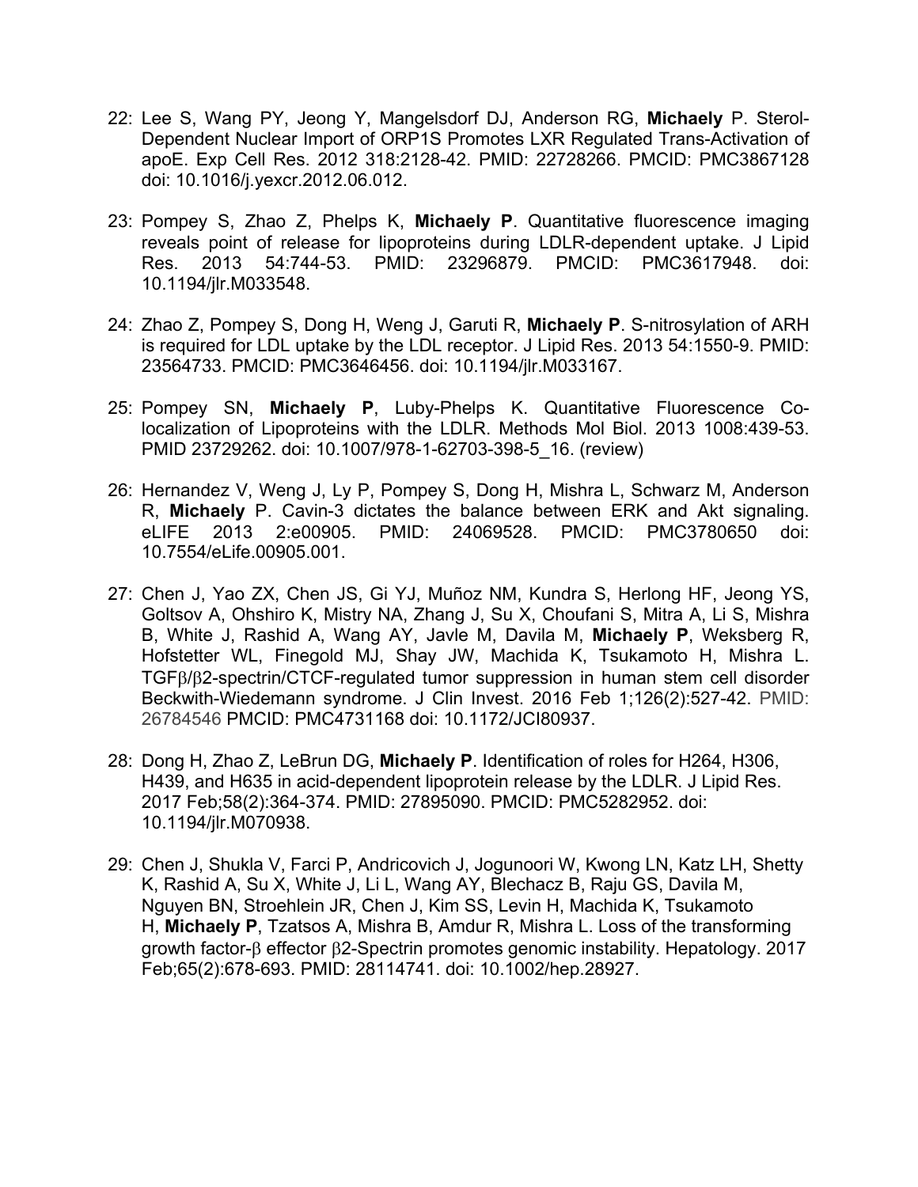22: Lee S, Wang PY, Jeong Y, Mangelsdorf DJ, Anderson RG, **Michaely** P. Sterol-Dependent Nuclear Import of ORP1S Promotes LXR Regulated Trans-Activation of apoE. Exp Cell Res. 2012 318:2128-42. PMID: 22728266. PMCID: PMC3867128 doi: 10.1016/j.yexcr.2012.06.012.

23: Pompey S, Zhao Z, Phelps K, **Michaely P**. Quantitative fluorescence imaging reveals point of release for lipoproteins during LDLR-dependent uptake. J Lipid Res. 2013 54:744-53. PMID: 23296879. PMCID: PMC3617948. doi: 10.1194/jlr.M033548.

24: Zhao Z, Pompey S, Dong H, Weng J, Garuti R, **Michaely P**. S-nitrosylation of ARH is required for LDL uptake by the LDL receptor. J Lipid Res. 2013 54:1550-9. PMID: 23564733. PMCID: PMC3646456. doi: 10.1194/jlr.M033167.

25: Pompey SN, **Michaely P**, Luby-Phelps K. Quantitative Fluorescence Co-localization of Lipoproteins with the LDLR. Methods Mol Biol. 2013 1008:439-53. PMID 23729262. doi: 10.1007/978-1-62703-398-5_16. (review)

26: Hernandez V, Weng J, Ly P, Pompey S, Dong H, Mishra L, Schwarz M, Anderson R, **Michaely** P. Cavin-3 dictates the balance between ERK and Akt signaling. eLIFE 2013 2:e00905. PMID: 24069528. PMCID: PMC3780650 doi: 10.7554/eLife.00905.001.

27: Chen J, Yao ZX, Chen JS, Gi YJ, Muñoz NM, Kundra S, Herlong HF, Jeong YS, Goltsov A, Ohshiro K, Mistry NA, Zhang J, Su X, Choufani S, Mitra A, Li S, Mishra B, White J, Rashid A, Wang AY, Javle M, Davila M, **Michaely P**, Weksberg R, Hofstetter WL, Finegold MJ, Shay JW, Machida K, Tsukamoto H, Mishra L. TGFβ/β2-spectrin/CTCF-regulated tumor suppression in human stem cell disorder Beckwith-Wiedemann syndrome. J Clin Invest. 2016 Feb 1;126(2):527-42. PMID: 26784546 PMCID: PMC4731168 doi: 10.1172/JCI80937.

28: Dong H, Zhao Z, LeBrun DG, **Michaely P**. Identification of roles for H264, H306, H439, and H635 in acid-dependent lipoprotein release by the LDLR. J Lipid Res. 2017 Feb;58(2):364-374. PMID: 27895090. PMCID: PMC5282952. doi: 10.1194/jlr.M070938.

29: Chen J, Shukla V, Farci P, Andricovich J, Jogunoori W, Kwong LN, Katz LH, Shetty K, Rashid A, Su X, White J, Li L, Wang AY, Blechacz B, Raju GS, Davila M, Nguyen BN, Stroehlein JR, Chen J, Kim SS, Levin H, Machida K, Tsukamoto H, **Michaely P**, Tzatsos A, Mishra B, Amdur R, Mishra L. Loss of the transforming growth factor-β effector β2-Spectrin promotes genomic instability. Hepatology. 2017 Feb;65(2):678-693. PMID: 28114741. doi: 10.1002/hep.28927.